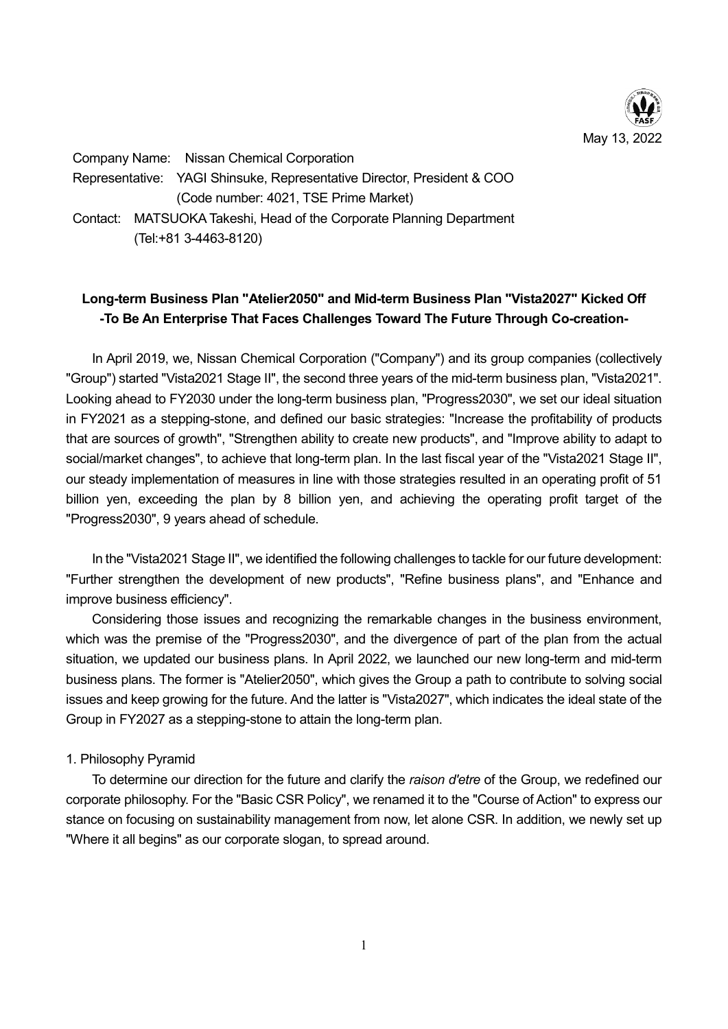May 13, 2022

Company Name: Nissan Chemical Corporation
Representative: YAGI Shinsuke, Representative Director, President & COO
(Code number: 4021, TSE Prime Market)
Contact: MATSUOKA Takeshi, Head of the Corporate Planning Department
(Tel:+81 3-4463-8120)

## Long-term Business Plan "Atelier2050" and Mid-term Business Plan "Vista2027" Kicked Off -To Be An Enterprise That Faces Challenges Toward The Future Through Co-creation-

In April 2019, we, Nissan Chemical Corporation ("Company") and its group companies (collectively "Group") started "Vista2021 Stage II", the second three years of the mid-term business plan, "Vista2021". Looking ahead to FY2030 under the long-term business plan, "Progress2030", we set our ideal situation in FY2021 as a stepping-stone, and defined our basic strategies: "Increase the profitability of products that are sources of growth", "Strengthen ability to create new products", and "Improve ability to adapt to social/market changes", to achieve that long-term plan. In the last fiscal year of the "Vista2021 Stage II", our steady implementation of measures in line with those strategies resulted in an operating profit of 51 billion yen, exceeding the plan by 8 billion yen, and achieving the operating profit target of the "Progress2030", 9 years ahead of schedule.

In the "Vista2021 Stage II", we identified the following challenges to tackle for our future development: "Further strengthen the development of new products", "Refine business plans", and "Enhance and improve business efficiency".

Considering those issues and recognizing the remarkable changes in the business environment, which was the premise of the "Progress2030", and the divergence of part of the plan from the actual situation, we updated our business plans. In April 2022, we launched our new long-term and mid-term business plans. The former is "Atelier2050", which gives the Group a path to contribute to solving social issues and keep growing for the future. And the latter is "Vista2027", which indicates the ideal state of the Group in FY2027 as a stepping-stone to attain the long-term plan.

### 1. Philosophy Pyramid

To determine our direction for the future and clarify the *raison d'etre* of the Group, we redefined our corporate philosophy. For the "Basic CSR Policy", we renamed it to the "Course of Action" to express our stance on focusing on sustainability management from now, let alone CSR. In addition, we newly set up "Where it all begins" as our corporate slogan, to spread around.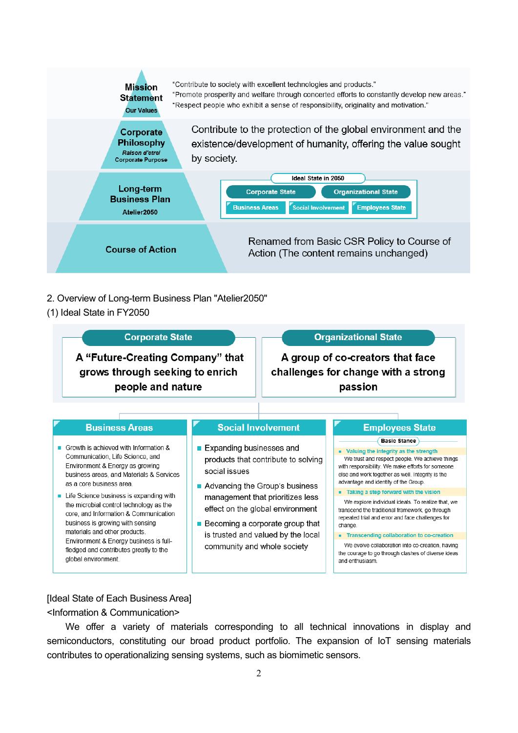| | |
|---|---|
| **Mission Statement**<br>Our Values | "Contribute to society with excellent technologies and products."<br>"Promote prosperity and welfare through concerted efforts to constantly develop new areas."<br>"Respect people who exhibit a sense of responsibility, originality and motivation." |
| **Corporate Philosophy**<br>*Raison d'etre/*<br>Corporate Purpose | Contribute to the protection of the global environment and the existence/development of humanity, offering the value sought by society. |
| **Long-term Business Plan**<br>Atelier2050 | Ideal State in 2050: Corporate State, Organizational State; Business Areas, Social Involvement, Employees State |
| **Course of Action** | Renamed from Basic CSR Policy to Course of Action (The content remains unchanged) |

2. Overview of Long-term Business Plan "Atelier2050"

(1) Ideal State in FY2050

**Corporate State**

A "Future-Creating Company" that grows through seeking to enrich people and nature

**Organizational State**

A group of co-creators that face challenges for change with a strong passion

**Business Areas**

- Growth is achieved with Information & Communication, Life Science, and Environment & Energy as growing business areas, and Materials & Services as a core business area.
- Life Science business is expanding with the microbial control technology as the core, and Information & Communication business is growing with sensing materials and other products. Environment & Energy business is full-fledged and contributes greatly to the global environment.

**Social Involvement**

- Expanding businesses and products that contribute to solving social issues
- Advancing the Group's business management that prioritizes less effect on the global environment
- Becoming a corporate group that is trusted and valued by the local community and whole society

**Employees State**

Basic Stance

- Valuing the integrity as the strength

We trust and respect people. We achieve things with responsibility. We make efforts for someone else and work together as well. Integrity is the advantage and identity of the Group.

- Taking a step forward with the vision

We explore individual ideals. To realize that, we transcend the traditional framework, go through repeated trial and error and face challenges for change.

- Transcending collaboration to co-creation

We evolve collaboration into co-creation, having the courage to go through clashes of diverse ideas and enthusiasm.

[Ideal State of Each Business Area]

<Information & Communication>

We offer a variety of materials corresponding to all technical innovations in display and semiconductors, constituting our broad product portfolio. The expansion of IoT sensing materials contributes to operationalizing sensing systems, such as biomimetic sensors.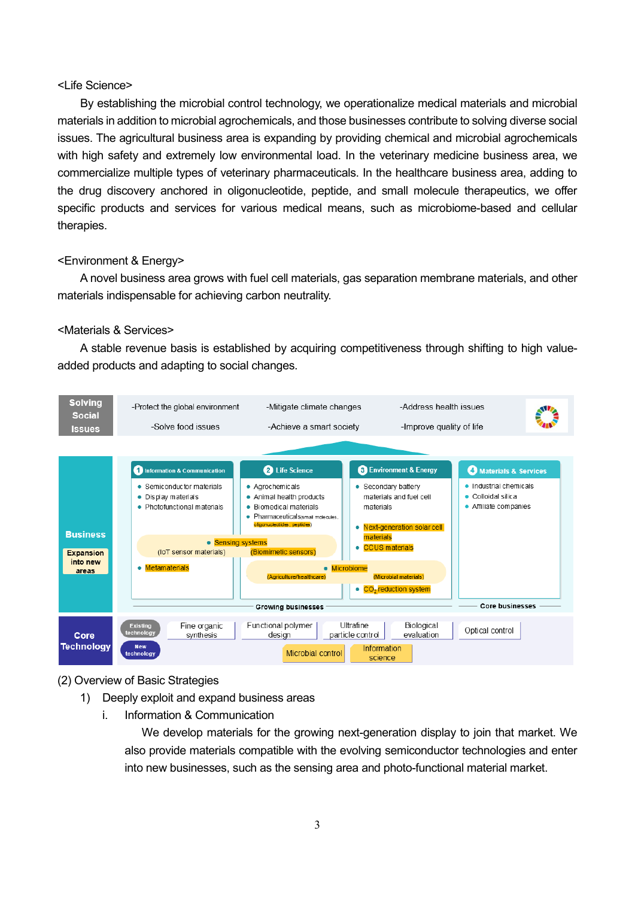<Life Science>

By establishing the microbial control technology, we operationalize medical materials and microbial materials in addition to microbial agrochemicals, and those businesses contribute to solving diverse social issues. The agricultural business area is expanding by providing chemical and microbial agrochemicals with high safety and extremely low environmental load. In the veterinary medicine business area, we commercialize multiple types of veterinary pharmaceuticals. In the healthcare business area, adding to the drug discovery anchored in oligonucleotide, peptide, and small molecule therapeutics, we offer specific products and services for various medical means, such as microbiome-based and cellular therapies.

<Environment & Energy>

A novel business area grows with fuel cell materials, gas separation membrane materials, and other materials indispensable for achieving carbon neutrality.

<Materials & Services>

A stable revenue basis is established by acquiring competitiveness through shifting to high value-added products and adapting to social changes.

**Solving Social Issues**

- Protect the global environment
- Mitigate climate changes
- Address health issues
- Solve food issues
- Achieve a smart society
- Improve quality of life

**Business** (Expansion into new areas highlighted)

| 1 Information & Communication | 2 Life Science | 3 Environment & Energy | 4 Materials & Services |
| --- | --- | --- | --- |
| • Semiconductor materials<br>• Display materials<br>• Photofunctional materials | • Agrochemicals<br>• Animal health products<br>• Biomedical materials<br>• Pharmaceuticals (small molecules, oligonucleotides, peptides) | • Secondary battery materials and fuel cell materials<br>• Next-generation solar cell materials<br>• CCUS materials<br>• $CO_2$ reduction system | • Industrial chemicals<br>• Colloidal silica<br>• Affiliate companies |

- Sensing systems (IoT sensor materials) (Biomimetic sensors)
- Metamaterials
- Microbiome (Agriculture/healthcare) (Microbial materials)

Growing businesses: Information & Communication, Life Science, Environment & Energy — Core businesses: Materials & Services

**Core Technology**

- Existing technology: Fine organic synthesis, Functional polymer design, Ultrafine particle control, Biological evaluation, Optical control
- New technology: Microbial control, Information science

(2) Overview of Basic Strategies

1) Deeply exploit and expand business areas

i. Information & Communication

We develop materials for the growing next-generation display to join that market. We also provide materials compatible with the evolving semiconductor technologies and enter into new businesses, such as the sensing area and photo-functional material market.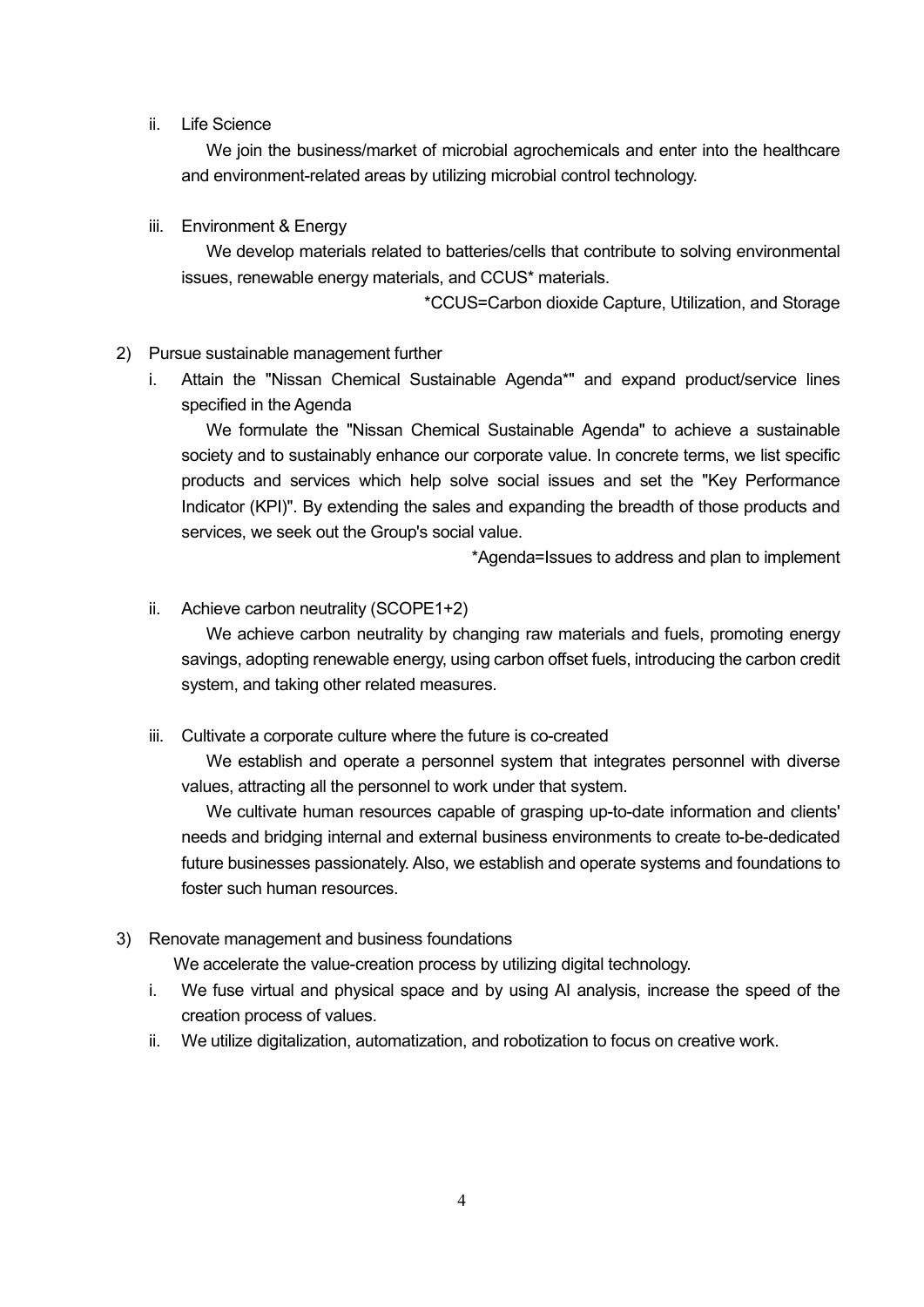ii. Life Science

We join the business/market of microbial agrochemicals and enter into the healthcare and environment-related areas by utilizing microbial control technology.

iii. Environment & Energy

We develop materials related to batteries/cells that contribute to solving environmental issues, renewable energy materials, and CCUS* materials.

*CCUS=Carbon dioxide Capture, Utilization, and Storage

2) Pursue sustainable management further

i. Attain the "Nissan Chemical Sustainable Agenda*" and expand product/service lines specified in the Agenda

We formulate the "Nissan Chemical Sustainable Agenda" to achieve a sustainable society and to sustainably enhance our corporate value. In concrete terms, we list specific products and services which help solve social issues and set the "Key Performance Indicator (KPI)". By extending the sales and expanding the breadth of those products and services, we seek out the Group's social value.

*Agenda=Issues to address and plan to implement

ii. Achieve carbon neutrality (SCOPE1+2)

We achieve carbon neutrality by changing raw materials and fuels, promoting energy savings, adopting renewable energy, using carbon offset fuels, introducing the carbon credit system, and taking other related measures.

iii. Cultivate a corporate culture where the future is co-created

We establish and operate a personnel system that integrates personnel with diverse values, attracting all the personnel to work under that system.

We cultivate human resources capable of grasping up-to-date information and clients' needs and bridging internal and external business environments to create to-be-dedicated future businesses passionately. Also, we establish and operate systems and foundations to foster such human resources.

3) Renovate management and business foundations

We accelerate the value-creation process by utilizing digital technology.

i. We fuse virtual and physical space and by using AI analysis, increase the speed of the creation process of values.
ii. We utilize digitalization, automatization, and robotization to focus on creative work.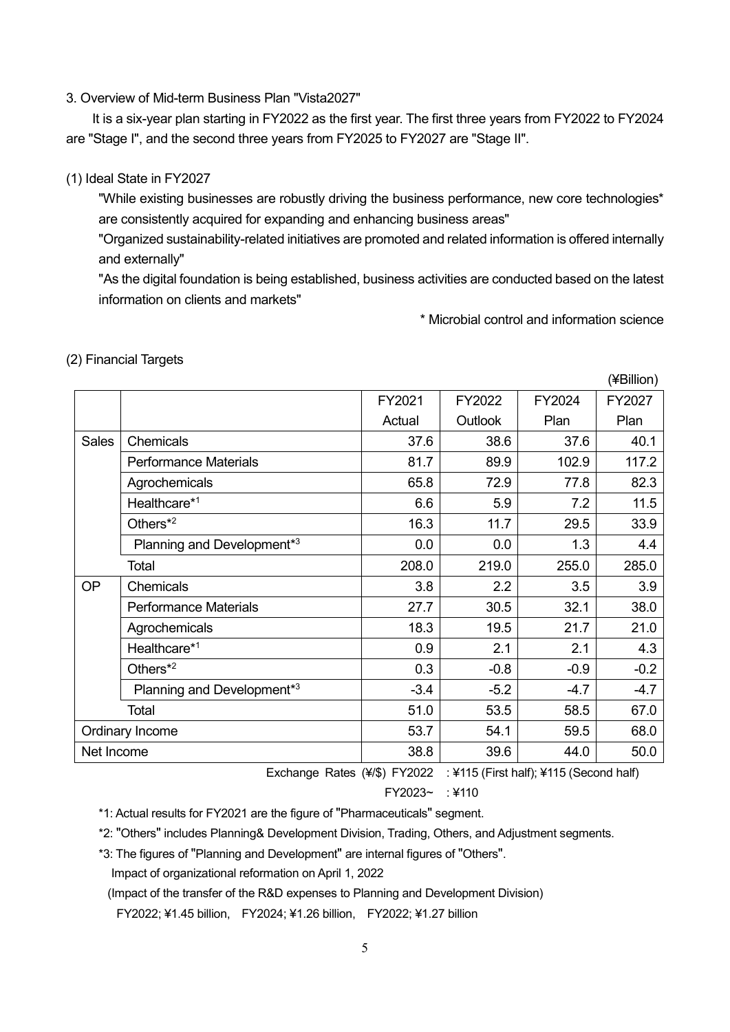3. Overview of Mid-term Business Plan "Vista2027"

It is a six-year plan starting in FY2022 as the first year. The first three years from FY2022 to FY2024 are "Stage I", and the second three years from FY2025 to FY2027 are "Stage II".

(1) Ideal State in FY2027

"While existing businesses are robustly driving the business performance, new core technologies* are consistently acquired for expanding and enhancing business areas"

"Organized sustainability-related initiatives are promoted and related information is offered internally and externally"

"As the digital foundation is being established, business activities are conducted based on the latest information on clients and markets"

\* Microbial control and information science

(2) Financial Targets

(¥Billion)

| | | FY2021 Actual | FY2022 Outlook | FY2024 Plan | FY2027 Plan |
|---|---|---|---|---|---|
| Sales | Chemicals | 37.6 | 38.6 | 37.6 | 40.1 |
| | Performance Materials | 81.7 | 89.9 | 102.9 | 117.2 |
| | Agrochemicals | 65.8 | 72.9 | 77.8 | 82.3 |
| | Healthcare*1 | 6.6 | 5.9 | 7.2 | 11.5 |
| | Others*2 | 16.3 | 11.7 | 29.5 | 33.9 |
| | Planning and Development*3 | 0.0 | 0.0 | 1.3 | 4.4 |
| | Total | 208.0 | 219.0 | 255.0 | 285.0 |
| OP | Chemicals | 3.8 | 2.2 | 3.5 | 3.9 |
| | Performance Materials | 27.7 | 30.5 | 32.1 | 38.0 |
| | Agrochemicals | 18.3 | 19.5 | 21.7 | 21.0 |
| | Healthcare*1 | 0.9 | 2.1 | 2.1 | 4.3 |
| | Others*2 | 0.3 | -0.8 | -0.9 | -0.2 |
| | Planning and Development*3 | -3.4 | -5.2 | -4.7 | -4.7 |
| | Total | 51.0 | 53.5 | 58.5 | 67.0 |
| Ordinary Income | | 53.7 | 54.1 | 59.5 | 68.0 |
| Net Income | | 38.8 | 39.6 | 44.0 | 50.0 |

Exchange Rates (¥/$) FY2022 : ¥115 (First half); ¥115 (Second half)

FY2023~ : ¥110

\*1: Actual results for FY2021 are the figure of "Pharmaceuticals" segment.

\*2: "Others" includes Planning& Development Division, Trading, Others, and Adjustment segments.

\*3: The figures of "Planning and Development" are internal figures of "Others".

Impact of organizational reformation on April 1, 2022

(Impact of the transfer of the R&D expenses to Planning and Development Division)

FY2022; ¥1.45 billion, FY2024; ¥1.26 billion, FY2022; ¥1.27 billion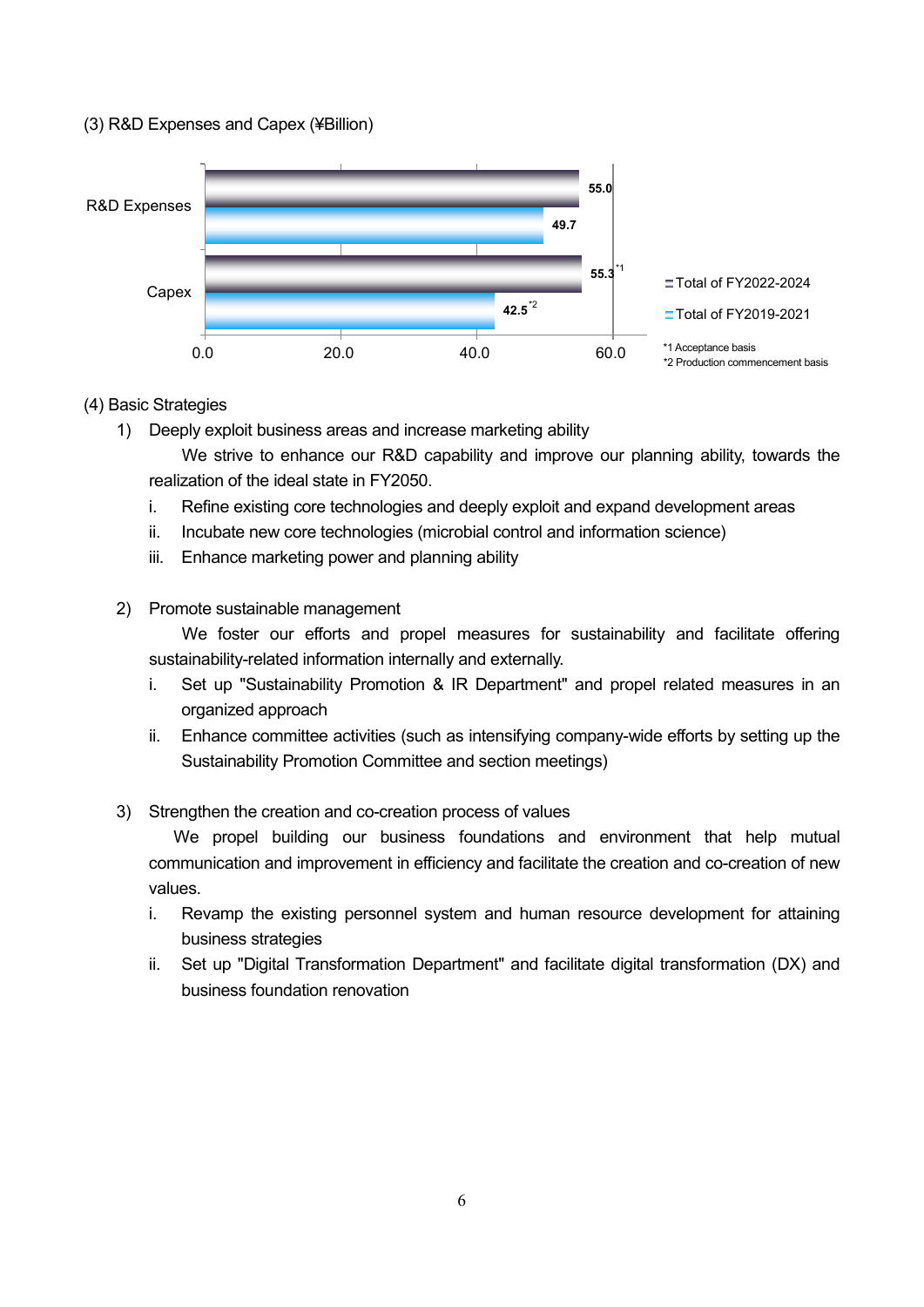(3) R&D Expenses and Capex (¥Billion)

| | Total of FY2022-2024 | Total of FY2019-2021 |
|---|---|---|
| R&D Expenses | 55.0 | 49.7 |
| Capex | 55.3 [*1] | 42.5 [*2] |

*1 Acceptance basis
*2 Production commencement basis

(4) Basic Strategies

1) Deeply exploit business areas and increase marketing ability

We strive to enhance our R&D capability and improve our planning ability, towards the realization of the ideal state in FY2050.

   i. Refine existing core technologies and deeply exploit and expand development areas
   ii. Incubate new core technologies (microbial control and information science)
   iii. Enhance marketing power and planning ability

2) Promote sustainable management

We foster our efforts and propel measures for sustainability and facilitate offering sustainability-related information internally and externally.

   i. Set up "Sustainability Promotion & IR Department" and propel related measures in an organized approach
   ii. Enhance committee activities (such as intensifying company-wide efforts by setting up the Sustainability Promotion Committee and section meetings)

3) Strengthen the creation and co-creation process of values

We propel building our business foundations and environment that help mutual communication and improvement in efficiency and facilitate the creation and co-creation of new values.

   i. Revamp the existing personnel system and human resource development for attaining business strategies
   ii. Set up "Digital Transformation Department" and facilitate digital transformation (DX) and business foundation renovation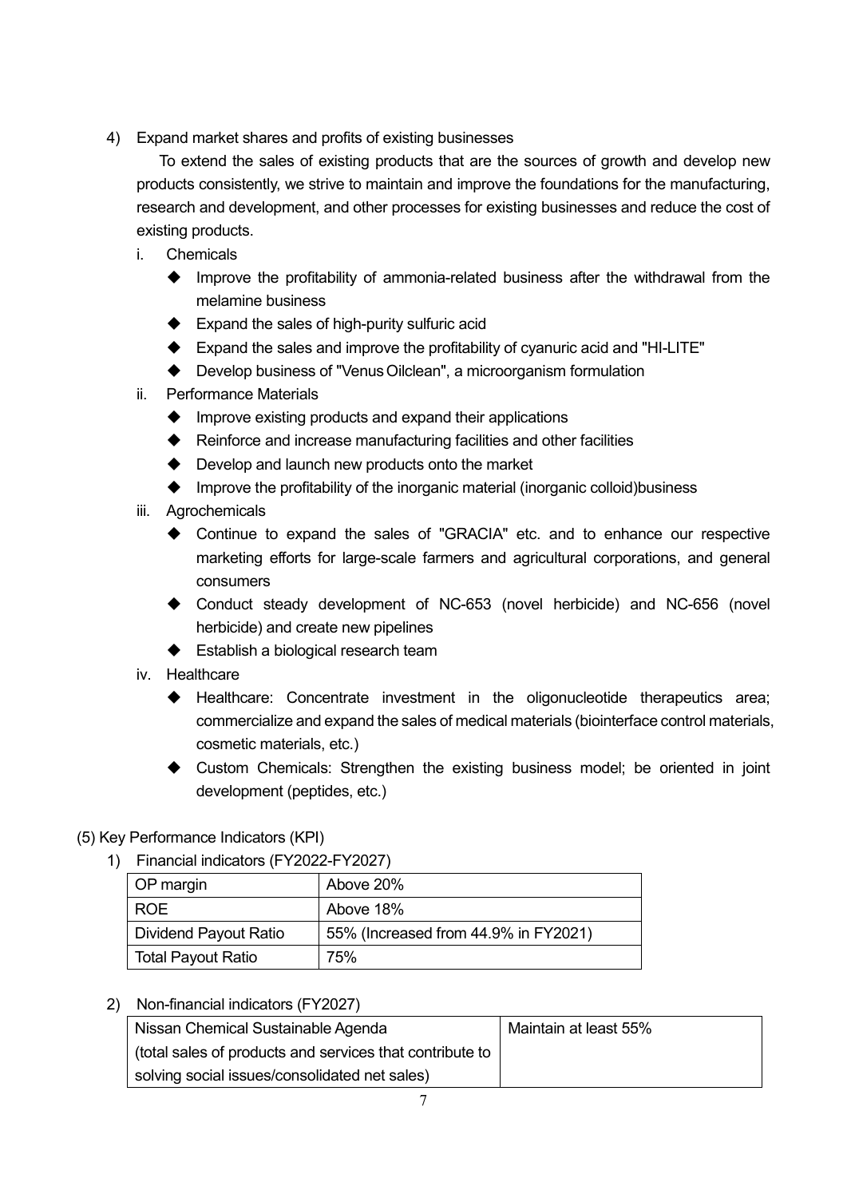4) Expand market shares and profits of existing businesses

To extend the sales of existing products that are the sources of growth and develop new products consistently, we strive to maintain and improve the foundations for the manufacturing, research and development, and other processes for existing businesses and reduce the cost of existing products.

i. Chemicals
   - Improve the profitability of ammonia-related business after the withdrawal from the melamine business
   - Expand the sales of high-purity sulfuric acid
   - Expand the sales and improve the profitability of cyanuric acid and "HI-LITE"
   - Develop business of "Venus Oilclean", a microorganism formulation

ii. Performance Materials
   - Improve existing products and expand their applications
   - Reinforce and increase manufacturing facilities and other facilities
   - Develop and launch new products onto the market
   - Improve the profitability of the inorganic material (inorganic colloid)business

iii. Agrochemicals
   - Continue to expand the sales of "GRACIA" etc. and to enhance our respective marketing efforts for large-scale farmers and agricultural corporations, and general consumers
   - Conduct steady development of NC-653 (novel herbicide) and NC-656 (novel herbicide) and create new pipelines
   - Establish a biological research team

iv. Healthcare
   - Healthcare: Concentrate investment in the oligonucleotide therapeutics area; commercialize and expand the sales of medical materials (biointerface control materials, cosmetic materials, etc.)
   - Custom Chemicals: Strengthen the existing business model; be oriented in joint development (peptides, etc.)

(5) Key Performance Indicators (KPI)

1) Financial indicators (FY2022-FY2027)

| OP margin | Above 20% |
|---|---|
| ROE | Above 18% |
| Dividend Payout Ratio | 55% (Increased from 44.9% in FY2021) |
| Total Payout Ratio | 75% |

2) Non-financial indicators (FY2027)

| Nissan Chemical Sustainable Agenda (total sales of products and services that contribute to solving social issues/consolidated net sales) | Maintain at least 55% |
|---|---|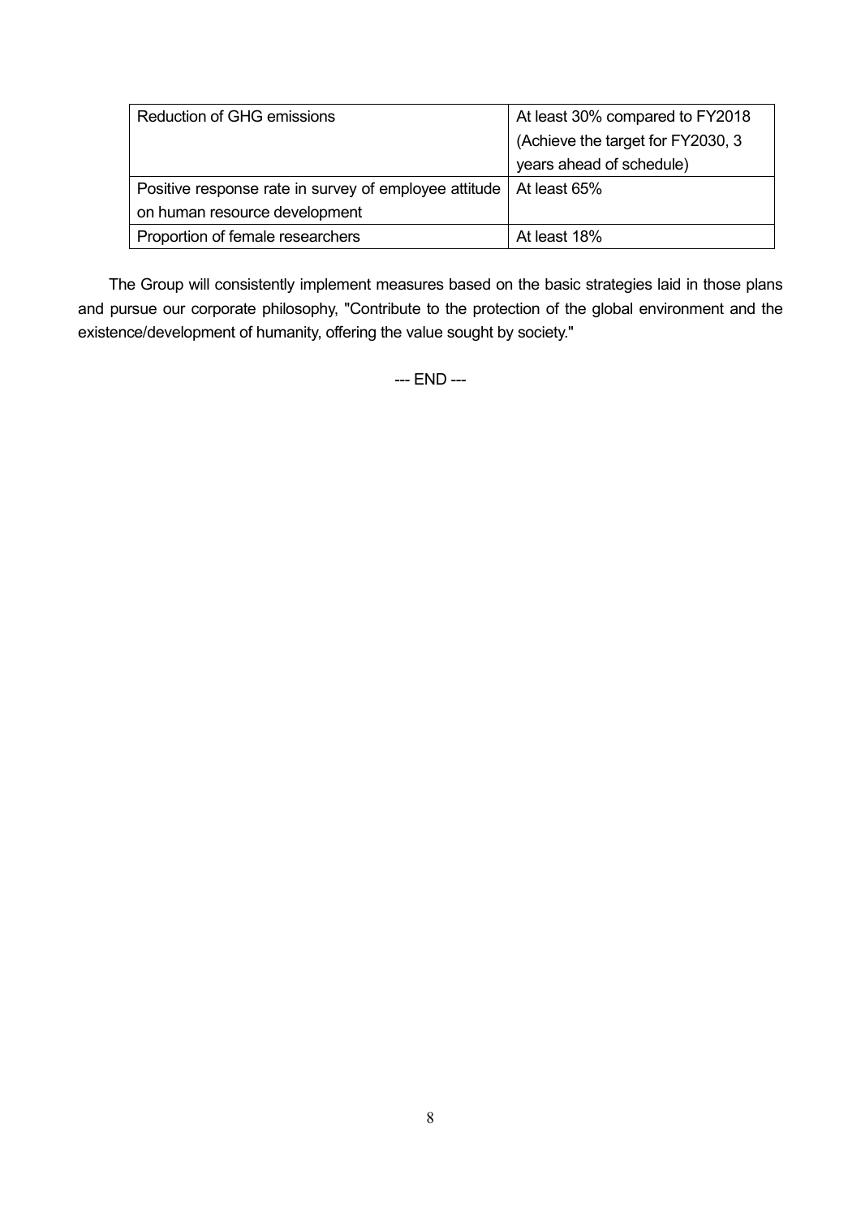| | |
|---|---|
| Reduction of GHG emissions | At least 30% compared to FY2018 (Achieve the target for FY2030, 3 years ahead of schedule) |
| Positive response rate in survey of employee attitude on human resource development | At least 65% |
| Proportion of female researchers | At least 18% |

The Group will consistently implement measures based on the basic strategies laid in those plans and pursue our corporate philosophy, "Contribute to the protection of the global environment and the existence/development of humanity, offering the value sought by society."

--- END ---